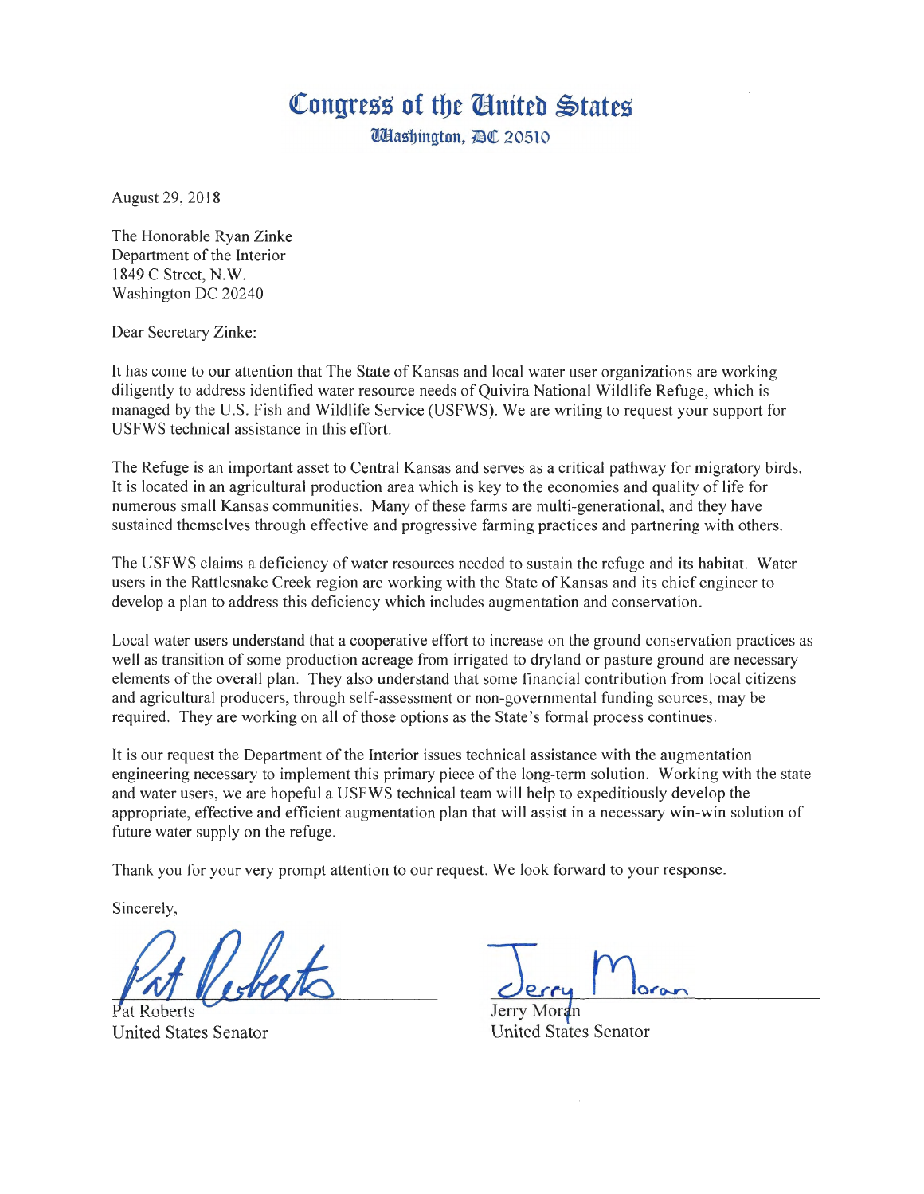# Congress of the United States

Washington, DC 20510

August 29, 2018

The Honorable Ryan Zinke
Department of the Interior
1849 C Street, N.W.
Washington DC 20240

Dear Secretary Zinke:

It has come to our attention that The State of Kansas and local water user organizations are working diligently to address identified water resource needs of Quivira National Wildlife Refuge, which is managed by the U.S. Fish and Wildlife Service (USFWS). We are writing to request your support for USFWS technical assistance in this effort.

The Refuge is an important asset to Central Kansas and serves as a critical pathway for migratory birds. It is located in an agricultural production area which is key to the economies and quality of life for numerous small Kansas communities. Many of these farms are multi-generational, and they have sustained themselves through effective and progressive farming practices and partnering with others.

The USFWS claims a deficiency of water resources needed to sustain the refuge and its habitat. Water users in the Rattlesnake Creek region are working with the State of Kansas and its chief engineer to develop a plan to address this deficiency which includes augmentation and conservation.

Local water users understand that a cooperative effort to increase on the ground conservation practices as well as transition of some production acreage from irrigated to dryland or pasture ground are necessary elements of the overall plan. They also understand that some financial contribution from local citizens and agricultural producers, through self-assessment or non-governmental funding sources, may be required. They are working on all of those options as the State's formal process continues.

It is our request the Department of the Interior issues technical assistance with the augmentation engineering necessary to implement this primary piece of the long-term solution. Working with the state and water users, we are hopeful a USFWS technical team will help to expeditiously develop the appropriate, effective and efficient augmentation plan that will assist in a necessary win-win solution of future water supply on the refuge.

Thank you for your very prompt attention to our request. We look forward to your response.

Sincerely,

Pat Roberts
United States Senator

Jerry Moran
United States Senator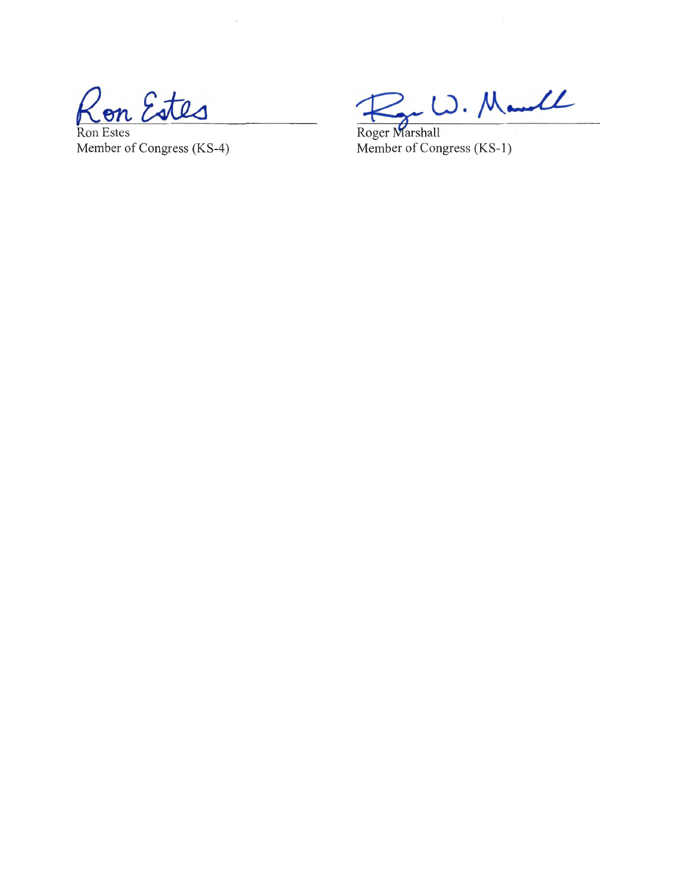Ron Estes
Member of Congress (KS-4)

Roger Marshall
Member of Congress (KS-1)